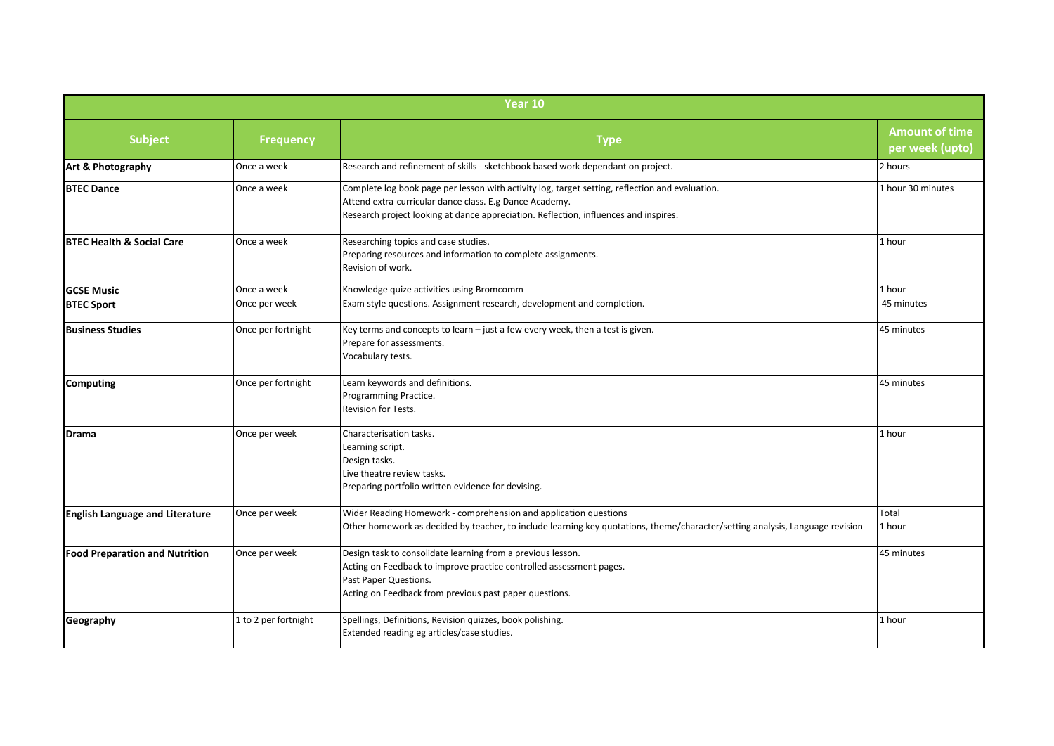| Year 10 | | | |
|---|---|---|---|
| **Subject** | **Frequency** | **Type** | **Amount of time per week (upto)** |
| **Art & Photography** | Once a week | Research and refinement of skills - sketchbook based work dependant on project. | 2 hours |
| **BTEC Dance** | Once a week | Complete log book page per lesson with activity log, target setting, reflection and evaluation.<br>Attend extra-curricular dance class. E.g Dance Academy.<br>Research project looking at dance appreciation. Reflection, influences and inspires. | 1 hour 30 minutes |
| **BTEC Health & Social Care** | Once a week | Researching topics and case studies.<br>Preparing resources and information to complete assignments.<br>Revision of work. | 1 hour |
| **GCSE Music** | Once a week | Knowledge quize activities using Bromcomm | 1 hour |
| **BTEC Sport** | Once per week | Exam style questions. Assignment research, development and completion. | 45 minutes |
| **Business Studies** | Once per fortnight | Key terms and concepts to learn – just a few every week, then a test is given.<br>Prepare for assessments.<br>Vocabulary tests. | 45 minutes |
| **Computing** | Once per fortnight | Learn keywords and definitions.<br>Programming Practice.<br>Revision for Tests. | 45 minutes |
| **Drama** | Once per week | Characterisation tasks.<br>Learning script.<br>Design tasks.<br>Live theatre review tasks.<br>Preparing portfolio written evidence for devising. | 1 hour |
| **English Language and Literature** | Once per week | Wider Reading Homework - comprehension and application questions<br>Other homework as decided by teacher, to include learning key quotations, theme/character/setting analysis, Language revision | Total<br>1 hour |
| **Food Preparation and Nutrition** | Once per week | Design task to consolidate learning from a previous lesson.<br>Acting on Feedback to improve practice controlled assessment pages.<br>Past Paper Questions.<br>Acting on Feedback from previous past paper questions. | 45 minutes |
| **Geography** | 1 to 2 per fortnight | Spellings, Definitions, Revision quizzes, book polishing.<br>Extended reading eg articles/case studies. | 1 hour |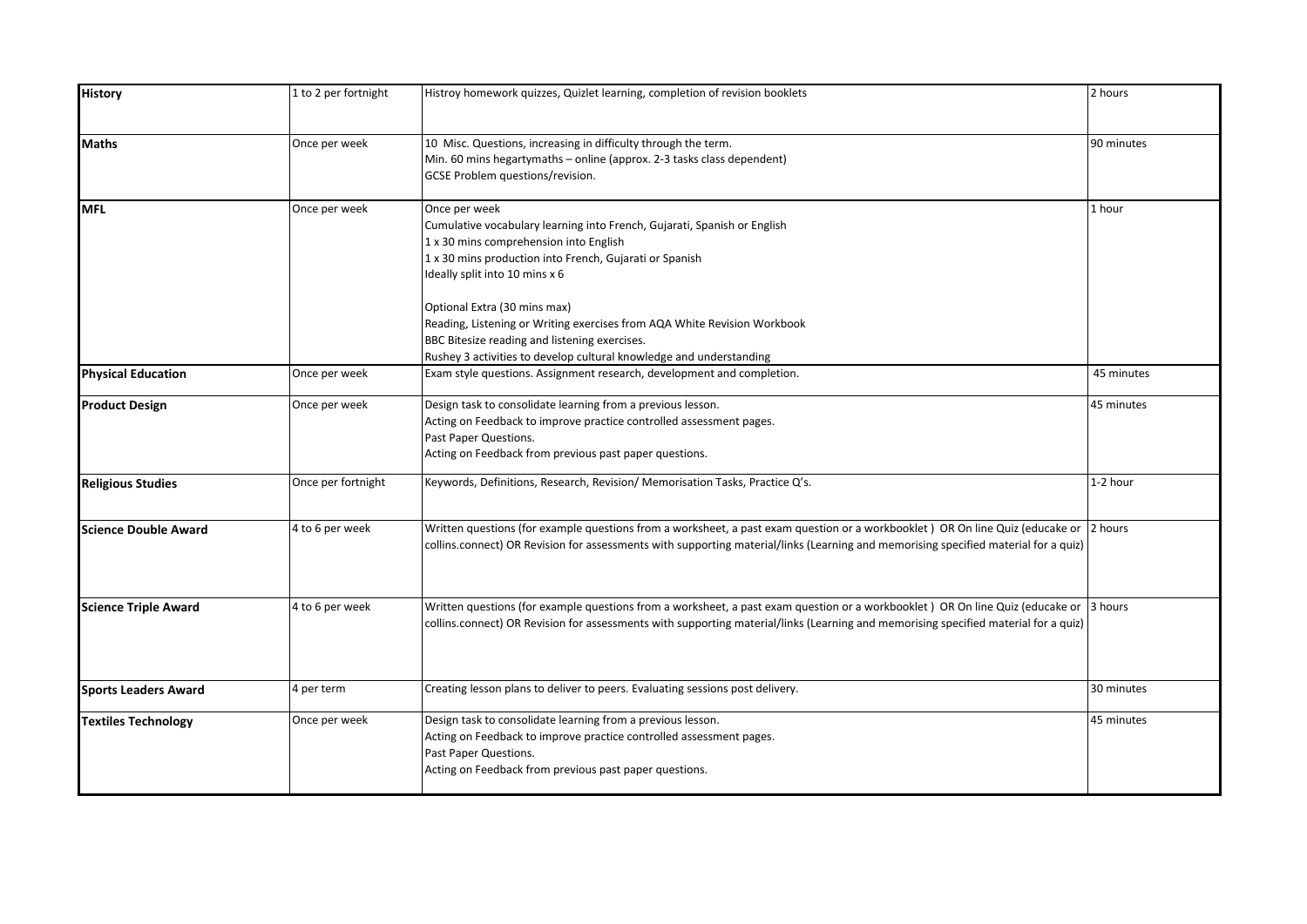| | | | |
|---|---|---|---|
| **History** | 1 to 2 per fortnight | Histroy homework quizzes, Quizlet learning, completion of revision booklets | 2 hours |
| **Maths** | Once per week | 10 Misc. Questions, increasing in difficulty through the term.<br>Min. 60 mins hegartymaths – online (approx. 2-3 tasks class dependent)<br>GCSE Problem questions/revision. | 90 minutes |
| **MFL** | Once per week | Once per week<br>Cumulative vocabulary learning into French, Gujarati, Spanish or English<br>1 x 30 mins comprehension into English<br>1 x 30 mins production into French, Gujarati or Spanish<br>Ideally split into 10 mins x 6<br><br>Optional Extra (30 mins max)<br>Reading, Listening or Writing exercises from AQA White Revision Workbook<br>BBC Bitesize reading and listening exercises.<br>Rushey 3 activities to develop cultural knowledge and understanding | 1 hour |
| **Physical Education** | Once per week | Exam style questions. Assignment research, development and completion. | 45 minutes |
| **Product Design** | Once per week | Design task to consolidate learning from a previous lesson.<br>Acting on Feedback to improve practice controlled assessment pages.<br>Past Paper Questions.<br>Acting on Feedback from previous past paper questions. | 45 minutes |
| **Religious Studies** | Once per fortnight | Keywords, Definitions, Research, Revision/ Memorisation Tasks, Practice Q's. | 1-2 hour |
| **Science Double Award** | 4 to 6 per week | Written questions (for example questions from a worksheet, a past exam question or a workbooklet ) OR On line Quiz (educake or collins.connect) OR Revision for assessments with supporting material/links (Learning and memorising specified material for a quiz) | 2 hours |
| **Science Triple Award** | 4 to 6 per week | Written questions (for example questions from a worksheet, a past exam question or a workbooklet ) OR On line Quiz (educake or collins.connect) OR Revision for assessments with supporting material/links (Learning and memorising specified material for a quiz) | 3 hours |
| **Sports Leaders Award** | 4 per term | Creating lesson plans to deliver to peers. Evaluating sessions post delivery. | 30 minutes |
| **Textiles Technology** | Once per week | Design task to consolidate learning from a previous lesson.<br>Acting on Feedback to improve practice controlled assessment pages.<br>Past Paper Questions.<br>Acting on Feedback from previous past paper questions. | 45 minutes |